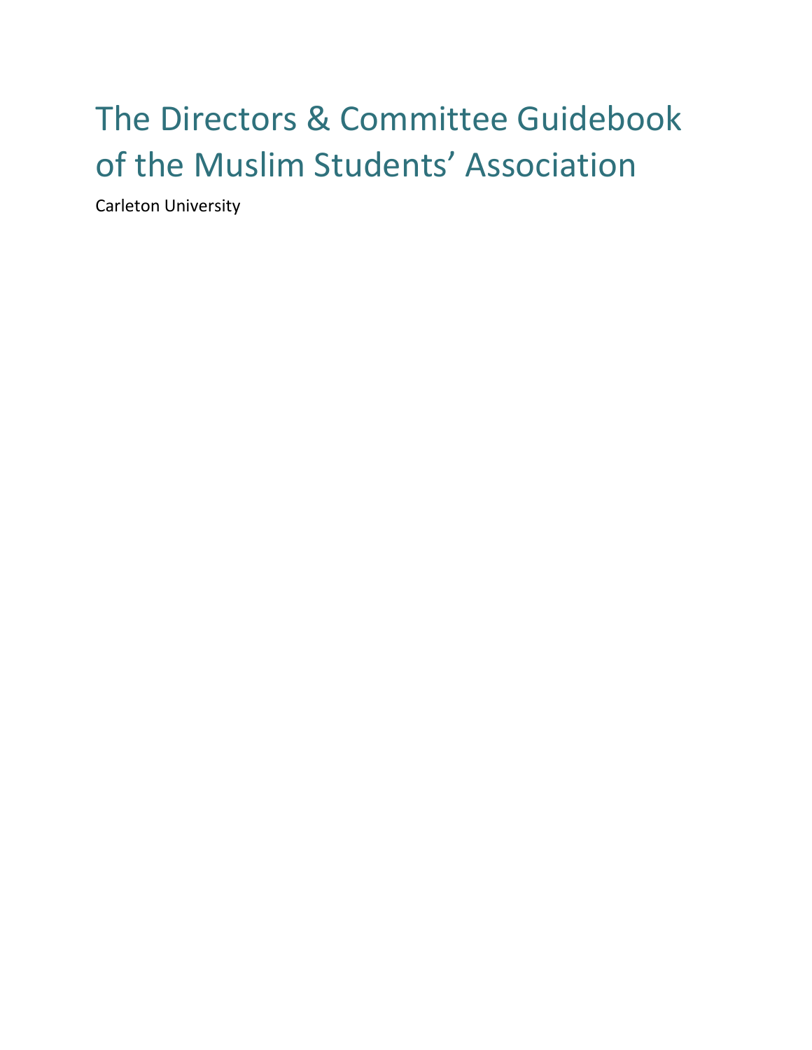# The Directors & Committee Guidebook of the Muslim Students' Association

Carleton University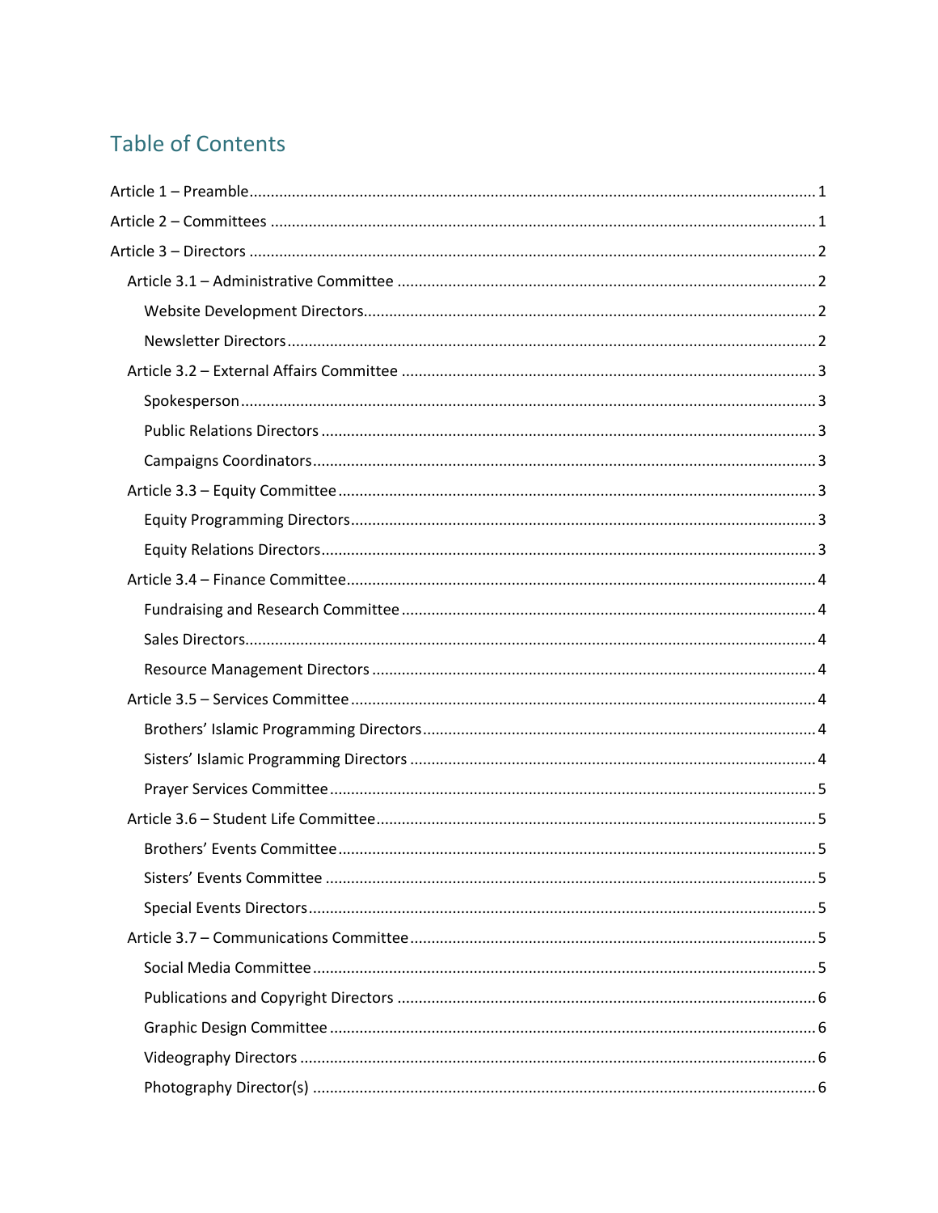# Table of Contents

- Article 1 – Preamble ........ 1
- Article 2 – Committees ........ 1
- Article 3 – Directors ........ 2
  - Article 3.1 – Administrative Committee ........ 2
    - Website Development Directors ........ 2
    - Newsletter Directors ........ 2
  - Article 3.2 – External Affairs Committee ........ 3
    - Spokesperson ........ 3
    - Public Relations Directors ........ 3
    - Campaigns Coordinators ........ 3
  - Article 3.3 – Equity Committee ........ 3
    - Equity Programming Directors ........ 3
    - Equity Relations Directors ........ 3
  - Article 3.4 – Finance Committee ........ 4
    - Fundraising and Research Committee ........ 4
    - Sales Directors ........ 4
    - Resource Management Directors ........ 4
  - Article 3.5 – Services Committee ........ 4
    - Brothers' Islamic Programming Directors ........ 4
    - Sisters' Islamic Programming Directors ........ 4
    - Prayer Services Committee ........ 5
  - Article 3.6 – Student Life Committee ........ 5
    - Brothers' Events Committee ........ 5
    - Sisters' Events Committee ........ 5
    - Special Events Directors ........ 5
  - Article 3.7 – Communications Committee ........ 5
    - Social Media Committee ........ 5
    - Publications and Copyright Directors ........ 6
    - Graphic Design Committee ........ 6
    - Videography Directors ........ 6
    - Photography Director(s) ........ 6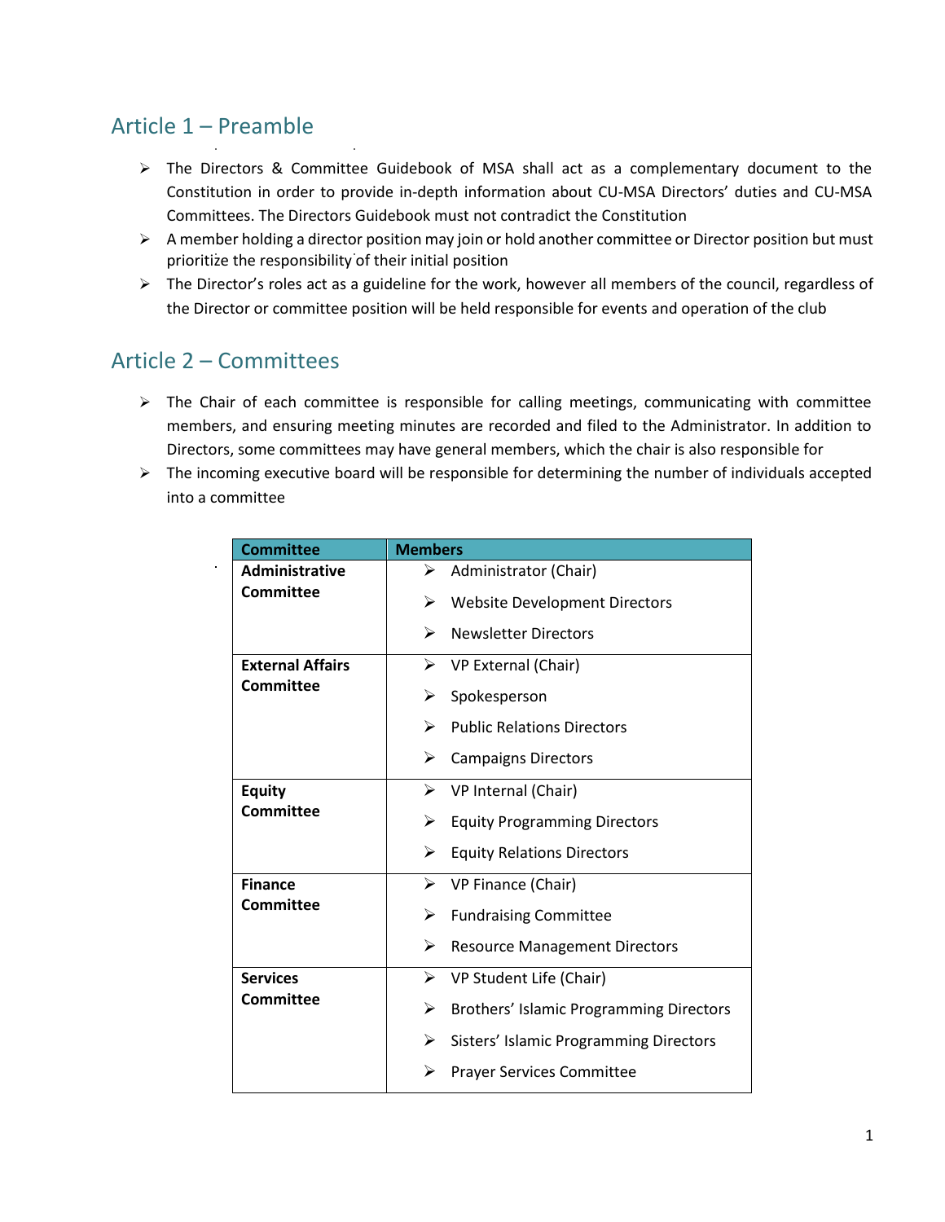## Article 1 – Preamble

- The Directors & Committee Guidebook of MSA shall act as a complementary document to the Constitution in order to provide in-depth information about CU-MSA Directors' duties and CU-MSA Committees. The Directors Guidebook must not contradict the Constitution
- A member holding a director position may join or hold another committee or Director position but must prioritize the responsibility of their initial position
- The Director's roles act as a guideline for the work, however all members of the council, regardless of the Director or committee position will be held responsible for events and operation of the club

## Article 2 – Committees

- The Chair of each committee is responsible for calling meetings, communicating with committee members, and ensuring meeting minutes are recorded and filed to the Administrator. In addition to Directors, some committees may have general members, which the chair is also responsible for
- The incoming executive board will be responsible for determining the number of individuals accepted into a committee

| Committee | Members |
|---|---|
| **Administrative Committee** | ➢ Administrator (Chair)<br>➢ Website Development Directors<br>➢ Newsletter Directors |
| **External Affairs Committee** | ➢ VP External (Chair)<br>➢ Spokesperson<br>➢ Public Relations Directors<br>➢ Campaigns Directors |
| **Equity Committee** | ➢ VP Internal (Chair)<br>➢ Equity Programming Directors<br>➢ Equity Relations Directors |
| **Finance Committee** | ➢ VP Finance (Chair)<br>➢ Fundraising Committee<br>➢ Resource Management Directors |
| **Services Committee** | ➢ VP Student Life (Chair)<br>➢ Brothers' Islamic Programming Directors<br>➢ Sisters' Islamic Programming Directors<br>➢ Prayer Services Committee |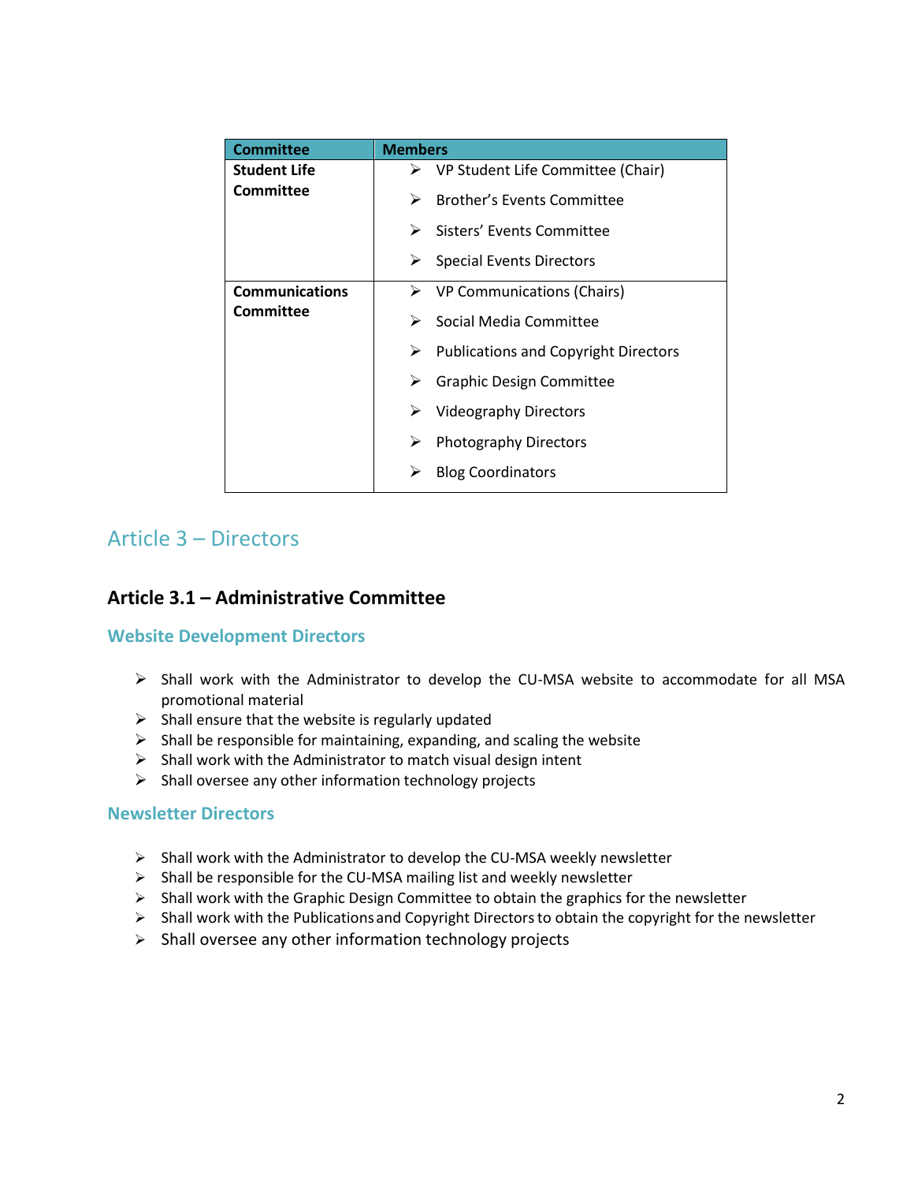| Committee | Members |
| --- | --- |
| **Student Life Committee** | ➢ VP Student Life Committee (Chair)<br>➢ Brother's Events Committee<br>➢ Sisters' Events Committee<br>➢ Special Events Directors |
| **Communications Committee** | ➢ VP Communications (Chairs)<br>➢ Social Media Committee<br>➢ Publications and Copyright Directors<br>➢ Graphic Design Committee<br>➢ Videography Directors<br>➢ Photography Directors<br>➢ Blog Coordinators |

# Article 3 – Directors

## Article 3.1 – Administrative Committee

### Website Development Directors

- Shall work with the Administrator to develop the CU-MSA website to accommodate for all MSA promotional material
- Shall ensure that the website is regularly updated
- Shall be responsible for maintaining, expanding, and scaling the website
- Shall work with the Administrator to match visual design intent
- Shall oversee any other information technology projects

### Newsletter Directors

- Shall work with the Administrator to develop the CU-MSA weekly newsletter
- Shall be responsible for the CU-MSA mailing list and weekly newsletter
- Shall work with the Graphic Design Committee to obtain the graphics for the newsletter
- Shall work with the Publications and Copyright Directors to obtain the copyright for the newsletter
- Shall oversee any other information technology projects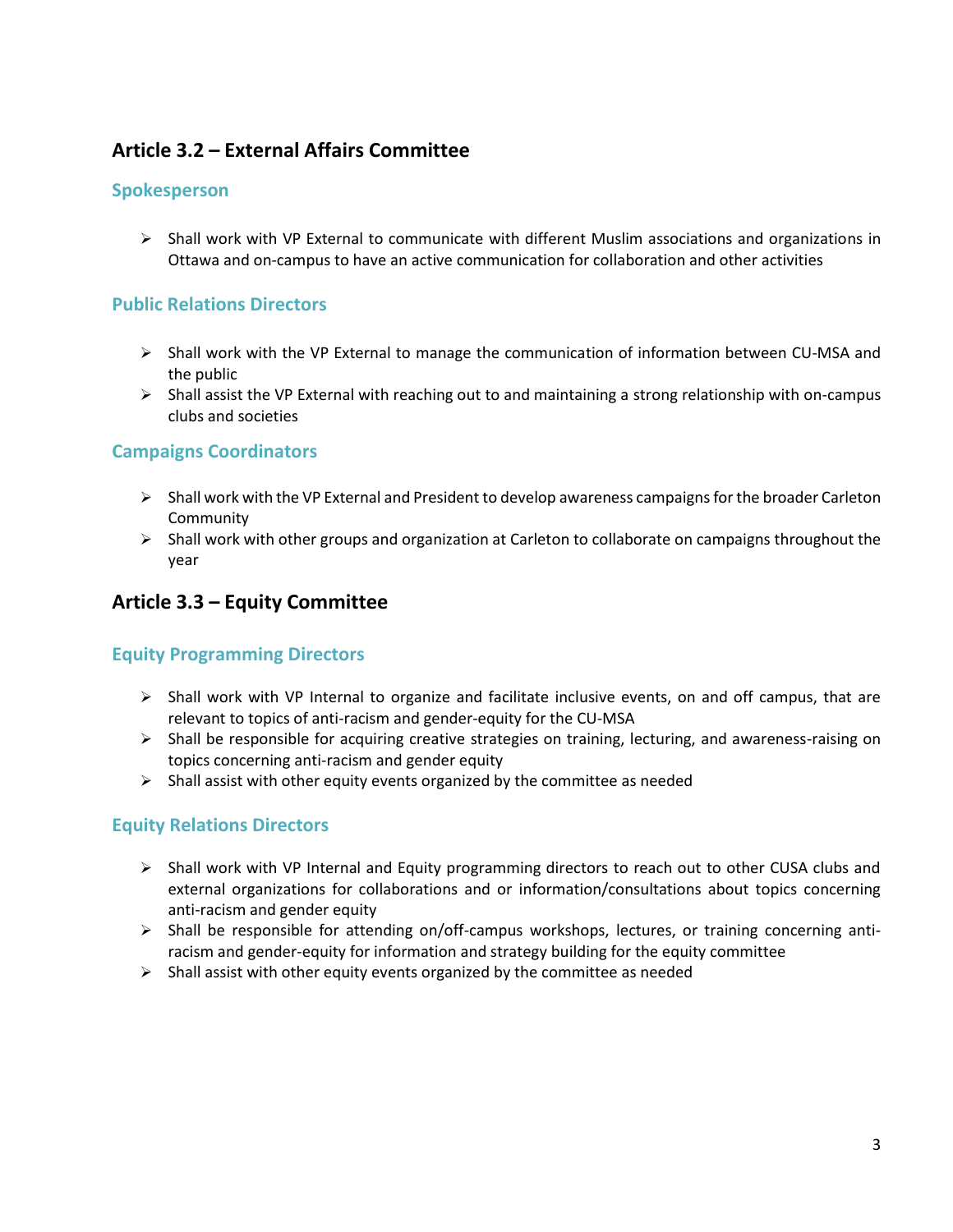## Article 3.2 – External Affairs Committee

### Spokesperson

- Shall work with VP External to communicate with different Muslim associations and organizations in Ottawa and on-campus to have an active communication for collaboration and other activities

### Public Relations Directors

- Shall work with the VP External to manage the communication of information between CU-MSA and the public
- Shall assist the VP External with reaching out to and maintaining a strong relationship with on-campus clubs and societies

### Campaigns Coordinators

- Shall work with the VP External and President to develop awareness campaigns for the broader Carleton Community
- Shall work with other groups and organization at Carleton to collaborate on campaigns throughout the year

## Article 3.3 – Equity Committee

### Equity Programming Directors

- Shall work with VP Internal to organize and facilitate inclusive events, on and off campus, that are relevant to topics of anti-racism and gender-equity for the CU-MSA
- Shall be responsible for acquiring creative strategies on training, lecturing, and awareness-raising on topics concerning anti-racism and gender equity
- Shall assist with other equity events organized by the committee as needed

### Equity Relations Directors

- Shall work with VP Internal and Equity programming directors to reach out to other CUSA clubs and external organizations for collaborations and or information/consultations about topics concerning anti-racism and gender equity
- Shall be responsible for attending on/off-campus workshops, lectures, or training concerning anti-racism and gender-equity for information and strategy building for the equity committee
- Shall assist with other equity events organized by the committee as needed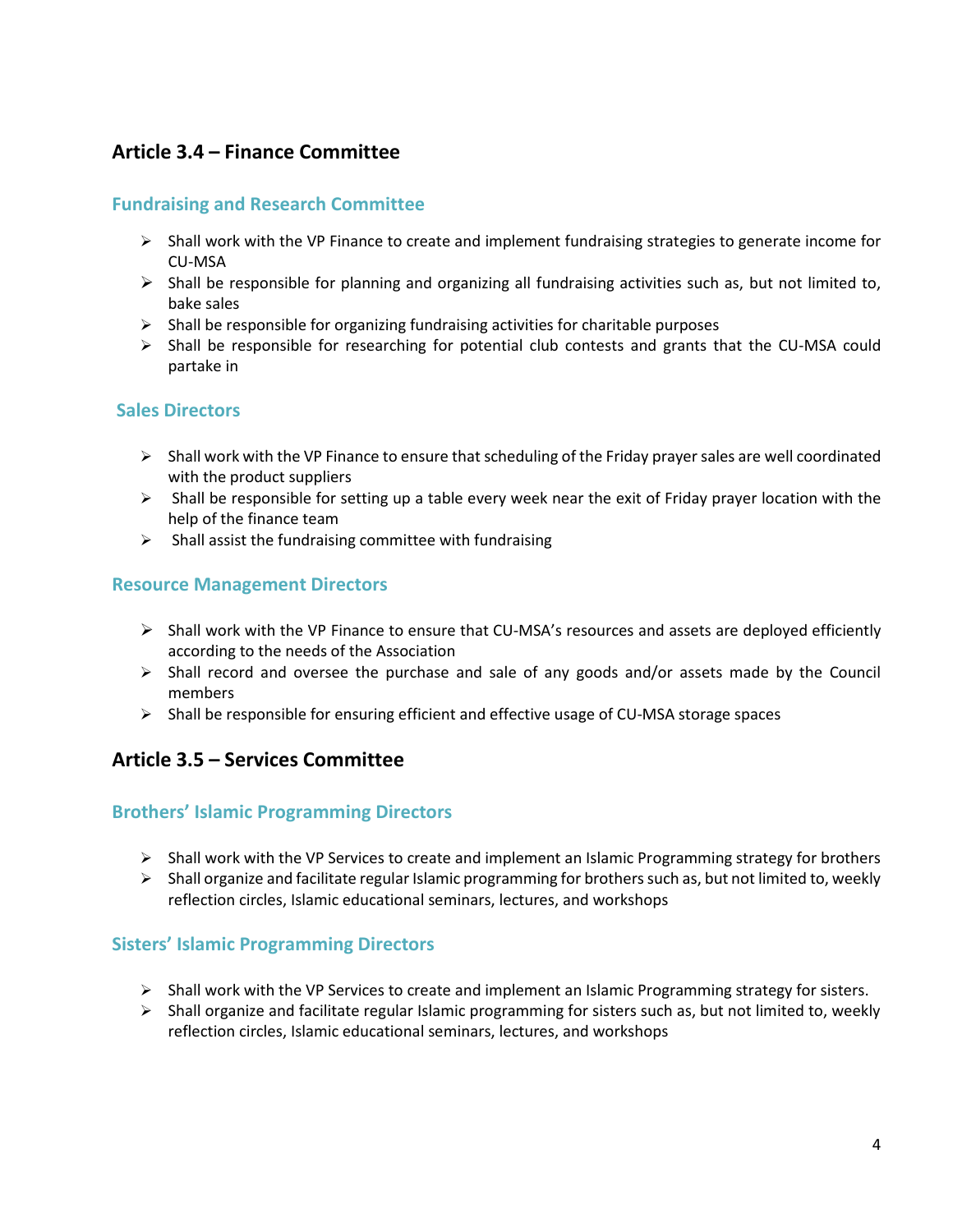## Article 3.4 – Finance Committee

### Fundraising and Research Committee

- Shall work with the VP Finance to create and implement fundraising strategies to generate income for CU-MSA
- Shall be responsible for planning and organizing all fundraising activities such as, but not limited to, bake sales
- Shall be responsible for organizing fundraising activities for charitable purposes
- Shall be responsible for researching for potential club contests and grants that the CU-MSA could partake in

### Sales Directors

- Shall work with the VP Finance to ensure that scheduling of the Friday prayer sales are well coordinated with the product suppliers
- Shall be responsible for setting up a table every week near the exit of Friday prayer location with the help of the finance team
- Shall assist the fundraising committee with fundraising

### Resource Management Directors

- Shall work with the VP Finance to ensure that CU-MSA's resources and assets are deployed efficiently according to the needs of the Association
- Shall record and oversee the purchase and sale of any goods and/or assets made by the Council members
- Shall be responsible for ensuring efficient and effective usage of CU-MSA storage spaces

## Article 3.5 – Services Committee

### Brothers' Islamic Programming Directors

- Shall work with the VP Services to create and implement an Islamic Programming strategy for brothers
- Shall organize and facilitate regular Islamic programming for brothers such as, but not limited to, weekly reflection circles, Islamic educational seminars, lectures, and workshops

### Sisters' Islamic Programming Directors

- Shall work with the VP Services to create and implement an Islamic Programming strategy for sisters.
- Shall organize and facilitate regular Islamic programming for sisters such as, but not limited to, weekly reflection circles, Islamic educational seminars, lectures, and workshops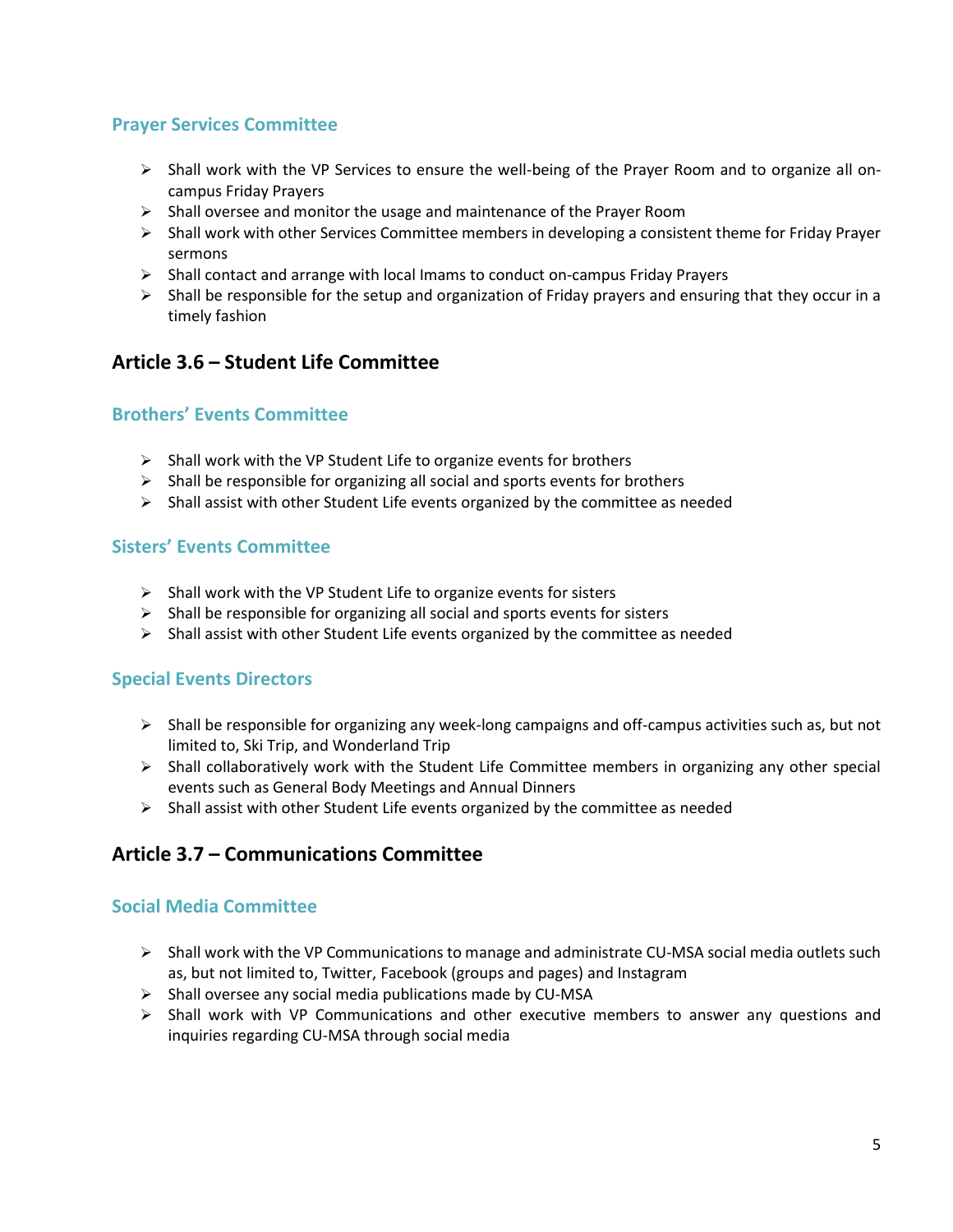### Prayer Services Committee

- Shall work with the VP Services to ensure the well-being of the Prayer Room and to organize all on-campus Friday Prayers
- Shall oversee and monitor the usage and maintenance of the Prayer Room
- Shall work with other Services Committee members in developing a consistent theme for Friday Prayer sermons
- Shall contact and arrange with local Imams to conduct on-campus Friday Prayers
- Shall be responsible for the setup and organization of Friday prayers and ensuring that they occur in a timely fashion

## Article 3.6 – Student Life Committee

### Brothers' Events Committee

- Shall work with the VP Student Life to organize events for brothers
- Shall be responsible for organizing all social and sports events for brothers
- Shall assist with other Student Life events organized by the committee as needed

### Sisters' Events Committee

- Shall work with the VP Student Life to organize events for sisters
- Shall be responsible for organizing all social and sports events for sisters
- Shall assist with other Student Life events organized by the committee as needed

### Special Events Directors

- Shall be responsible for organizing any week-long campaigns and off-campus activities such as, but not limited to, Ski Trip, and Wonderland Trip
- Shall collaboratively work with the Student Life Committee members in organizing any other special events such as General Body Meetings and Annual Dinners
- Shall assist with other Student Life events organized by the committee as needed

## Article 3.7 – Communications Committee

### Social Media Committee

- Shall work with the VP Communications to manage and administrate CU-MSA social media outlets such as, but not limited to, Twitter, Facebook (groups and pages) and Instagram
- Shall oversee any social media publications made by CU-MSA
- Shall work with VP Communications and other executive members to answer any questions and inquiries regarding CU-MSA through social media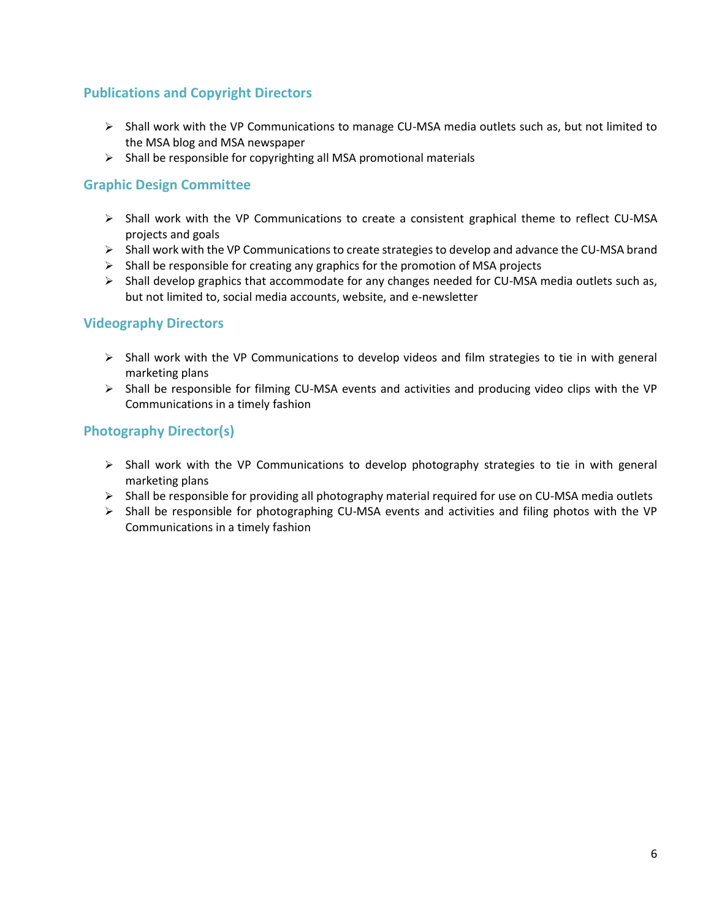### Publications and Copyright Directors

- Shall work with the VP Communications to manage CU-MSA media outlets such as, but not limited to the MSA blog and MSA newspaper
- Shall be responsible for copyrighting all MSA promotional materials

### Graphic Design Committee

- Shall work with the VP Communications to create a consistent graphical theme to reflect CU-MSA projects and goals
- Shall work with the VP Communications to create strategies to develop and advance the CU-MSA brand
- Shall be responsible for creating any graphics for the promotion of MSA projects
- Shall develop graphics that accommodate for any changes needed for CU-MSA media outlets such as, but not limited to, social media accounts, website, and e-newsletter

### Videography Directors

- Shall work with the VP Communications to develop videos and film strategies to tie in with general marketing plans
- Shall be responsible for filming CU-MSA events and activities and producing video clips with the VP Communications in a timely fashion

### Photography Director(s)

- Shall work with the VP Communications to develop photography strategies to tie in with general marketing plans
- Shall be responsible for providing all photography material required for use on CU-MSA media outlets
- Shall be responsible for photographing CU-MSA events and activities and filing photos with the VP Communications in a timely fashion